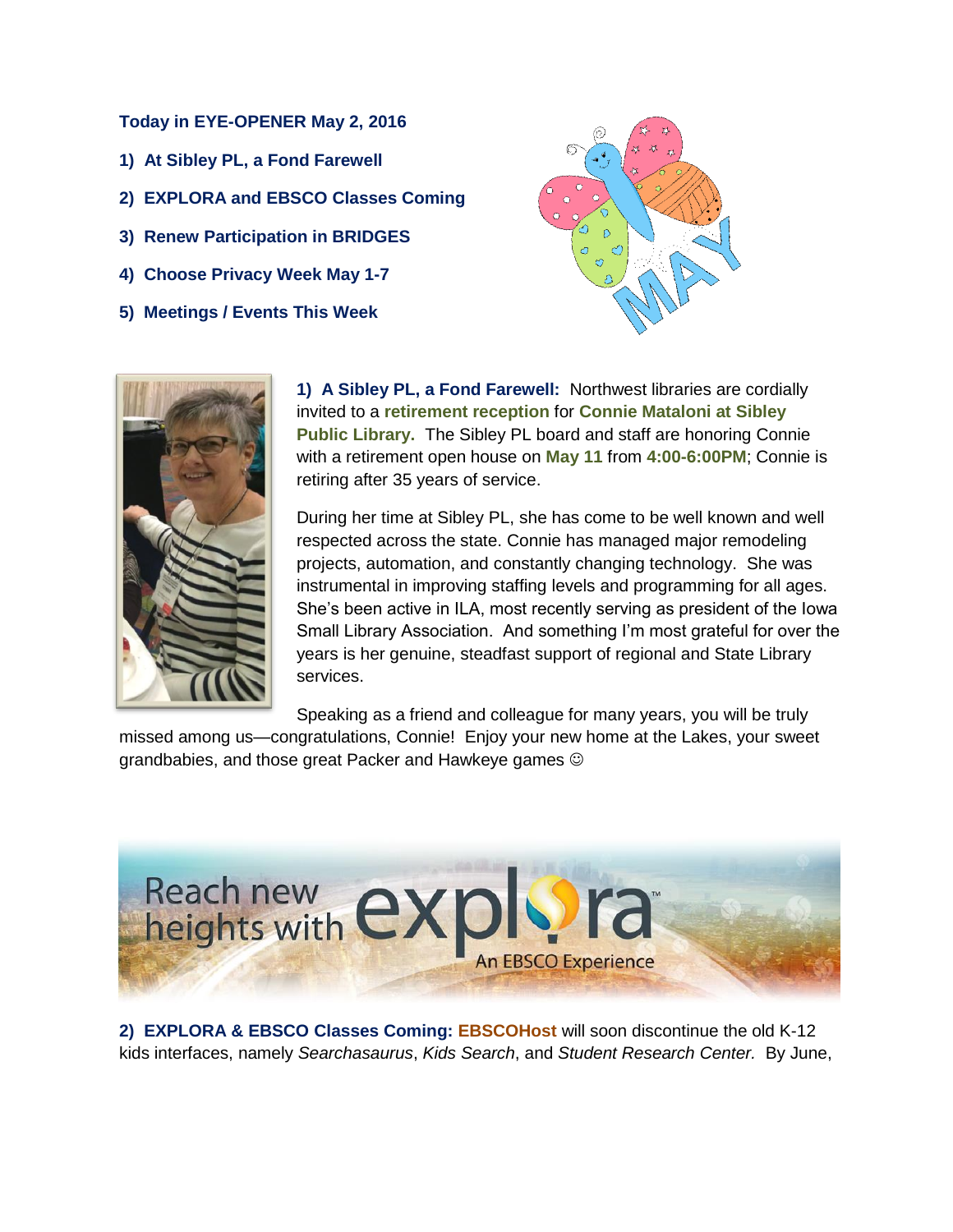**Today in EYE-OPENER May 2, 2016**

**1) At Sibley PL, a Fond Farewell**

**2) EXPLORA and EBSCO Classes Coming**

**3) Renew Participation in BRIDGES**

**4) Choose Privacy Week May 1-7**

**5) Meetings / Events This Week**

**1) A Sibley PL, a Fond Farewell:** Northwest libraries are cordially invited to a **retirement reception** for **Connie Mataloni at Sibley Public Library.** The Sibley PL board and staff are honoring Connie with a retirement open house on **May 11** from **4:00-6:00PM**; Connie is retiring after 35 years of service.

During her time at Sibley PL, she has come to be well known and well respected across the state. Connie has managed major remodeling projects, automation, and constantly changing technology. She was instrumental in improving staffing levels and programming for all ages. She's been active in ILA, most recently serving as president of the Iowa Small Library Association. And something I'm most grateful for over the years is her genuine, steadfast support of regional and State Library services.

Speaking as a friend and colleague for many years, you will be truly missed among us—congratulations, Connie! Enjoy your new home at the Lakes, your sweet grandbabies, and those great Packer and Hawkeye games ☺

Reach new heights with explora™ An EBSCO Experience

**2) EXPLORA & EBSCO Classes Coming:** **EBSCOHost** will soon discontinue the old K-12 kids interfaces, namely *Searchasaurus*, *Kids Search*, and *Student Research Center.* By June,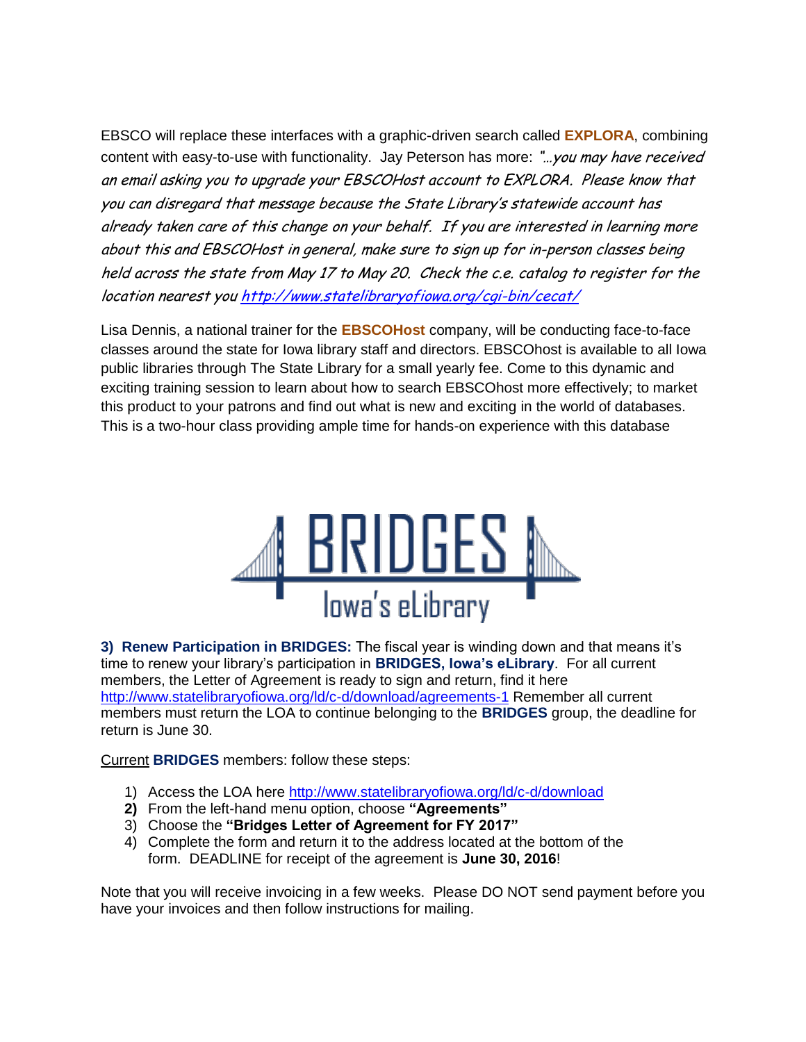EBSCO will replace these interfaces with a graphic-driven search called **EXPLORA**, combining content with easy-to-use with functionality. Jay Peterson has more: *"…you may have received an email asking you to upgrade your EBSCOHost account to EXPLORA. Please know that you can disregard that message because the State Library's statewide account has already taken care of this change on your behalf. If you are interested in learning more about this and EBSCOHost in general, make sure to sign up for in-person classes being held across the state from May 17 to May 20. Check the c.e. catalog to register for the location nearest you [http://www.statelibraryofiowa.org/cgi-bin/cecat/](http://www.statelibraryofiowa.org/cgi-bin/cecat/)*

Lisa Dennis, a national trainer for the **EBSCOHost** company, will be conducting face-to-face classes around the state for Iowa library staff and directors. EBSCOhost is available to all Iowa public libraries through The State Library for a small yearly fee. Come to this dynamic and exciting training session to learn about how to search EBSCOhost more effectively; to market this product to your patrons and find out what is new and exciting in the world of databases. This is a two-hour class providing ample time for hands-on experience with this database

BRIDGES
Iowa's eLibrary

**3) Renew Participation in BRIDGES:** The fiscal year is winding down and that means it's time to renew your library's participation in **BRIDGES, Iowa's eLibrary**. For all current members, the Letter of Agreement is ready to sign and return, find it here [http://www.statelibraryofiowa.org/ld/c-d/download/agreements-1](http://www.statelibraryofiowa.org/ld/c-d/download/agreements-1) Remember all current members must return the LOA to continue belonging to the **BRIDGES** group, the deadline for return is June 30.

Current **BRIDGES** members: follow these steps:

1) Access the LOA here [http://www.statelibraryofiowa.org/ld/c-d/download](http://www.statelibraryofiowa.org/ld/c-d/download)
2) From the left-hand menu option, choose **"Agreements"**
3) Choose the **"Bridges Letter of Agreement for FY 2017"**
4) Complete the form and return it to the address located at the bottom of the form. DEADLINE for receipt of the agreement is **June 30, 2016**!

Note that you will receive invoicing in a few weeks. Please DO NOT send payment before you have your invoices and then follow instructions for mailing.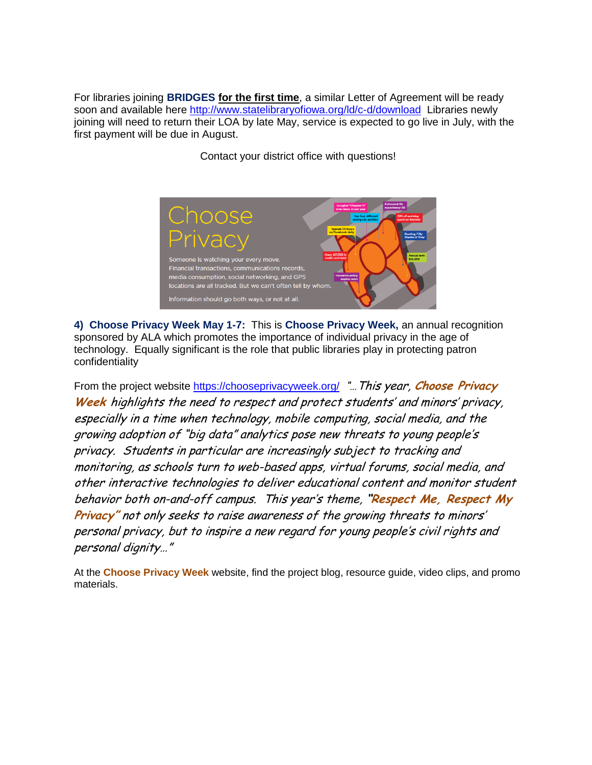For libraries joining **BRIDGES** **for the first time**, a similar Letter of Agreement will be ready soon and available here http://www.statelibraryofiowa.org/ld/c-d/download Libraries newly joining will need to return their LOA by late May, service is expected to go live in July, with the first payment will be due in August.

Contact your district office with questions!

**4) Choose Privacy Week May 1-7:** This is **Choose Privacy Week,** an annual recognition sponsored by ALA which promotes the importance of individual privacy in the age of technology. Equally significant is the role that public libraries play in protecting patron confidentiality

From the project website https://chooseprivacyweek.org/ *"…This year, **Choose Privacy Week** highlights the need to respect and protect students' and minors' privacy, especially in a time when technology, mobile computing, social media, and the growing adoption of "big data" analytics pose new threats to young people's privacy. Students in particular are increasingly subject to tracking and monitoring, as schools turn to web-based apps, virtual forums, social media, and other interactive technologies to deliver educational content and monitor student behavior both on-and-off campus. This year's theme, "**Respect Me, Respect My Privacy**" not only seeks to raise awareness of the growing threats to minors' personal privacy, but to inspire a new regard for young people's civil rights and personal dignity…"*

At the **Choose Privacy Week** website, find the project blog, resource guide, video clips, and promo materials.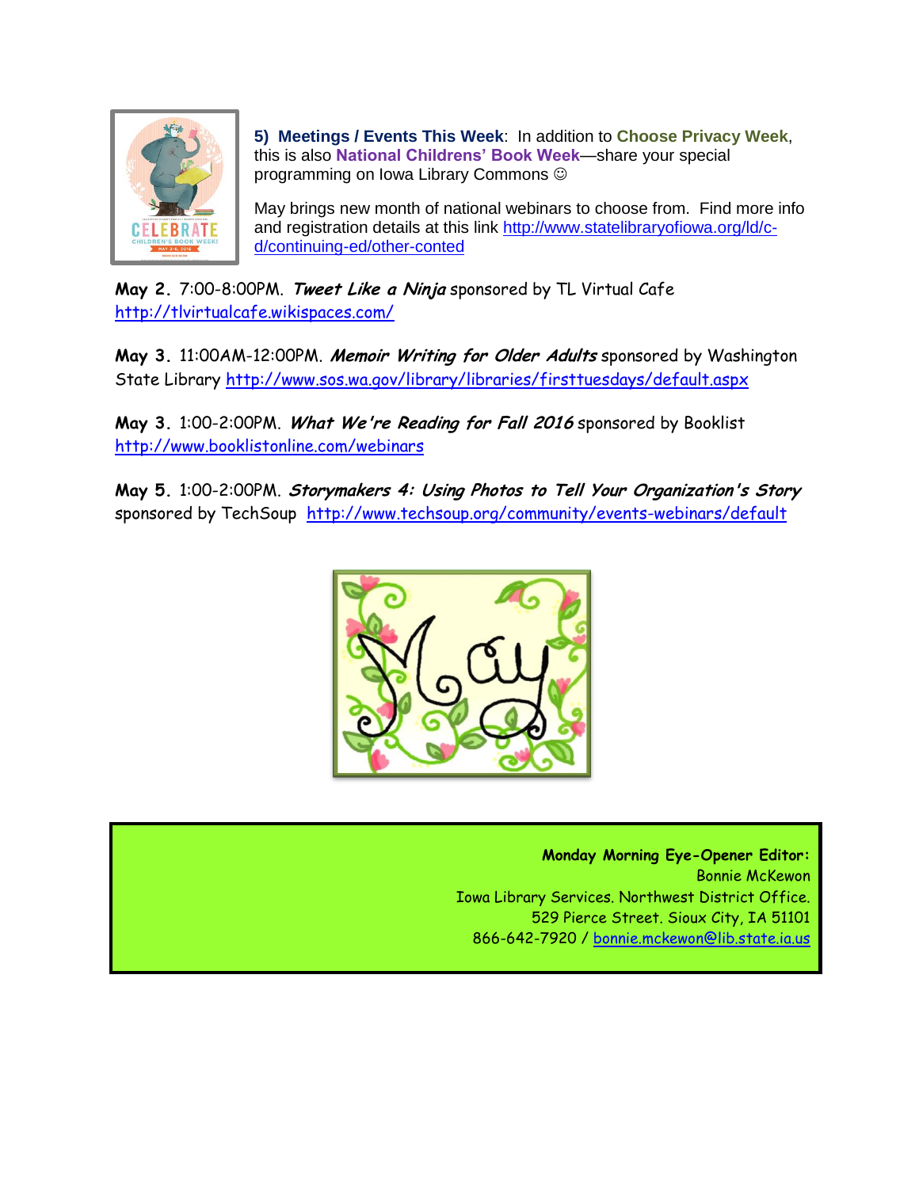**5) Meetings / Events This Week**: In addition to **Choose Privacy Week**, this is also **National Childrens' Book Week**—share your special programming on Iowa Library Commons ☺

May brings new month of national webinars to choose from. Find more info and registration details at this link http://www.statelibraryofiowa.org/ld/c-d/continuing-ed/other-conted

**May 2.** 7:00-8:00PM. ***Tweet Like a Ninja*** sponsored by TL Virtual Cafe http://tlvirtualcafe.wikispaces.com/

**May 3.** 11:00AM-12:00PM. ***Memoir Writing for Older Adults*** sponsored by Washington State Library http://www.sos.wa.gov/library/libraries/firsttuesdays/default.aspx

**May 3.** 1:00-2:00PM. ***What We're Reading for Fall 2016*** sponsored by Booklist http://www.booklistonline.com/webinars

**May 5.** 1:00-2:00PM. ***Storymakers 4: Using Photos to Tell Your Organization's Story*** sponsored by TechSoup http://www.techsoup.org/community/events-webinars/default

**Monday Morning Eye-Opener Editor:**
Bonnie McKewon
Iowa Library Services. Northwest District Office.
529 Pierce Street. Sioux City, IA 51101
866-642-7920 / bonnie.mckewon@lib.state.ia.us